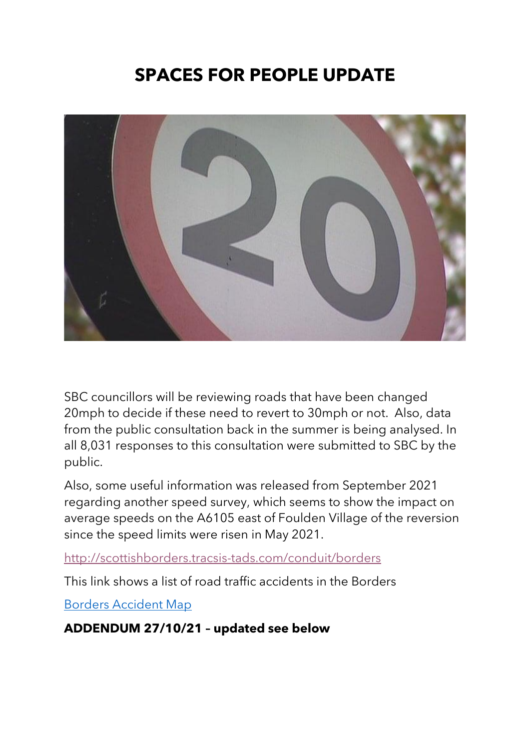# SPACES FOR PEOPLE UPDATE

SBC councillors will be reviewing roads that have been changed 20mph to decide if these need to revert to 30mph or not. Also, data from the public consultation back in the summer is being analysed. In all 8,031 responses to this consultation were submitted to SBC by the public.

Also, some useful information was released from September 2021 regarding another speed survey, which seems to show the impact on average speeds on the A6105 east of Foulden Village of the reversion since the speed limits were risen in May 2021.

[http://scottishborders.tracsis-tads.com/conduit/borders](http://scottishborders.tracsis-tads.com/conduit/borders)

This link shows a list of road traffic accidents in the Borders

[Borders Accident Map]()

**ADDENDUM 27/10/21 – updated see below**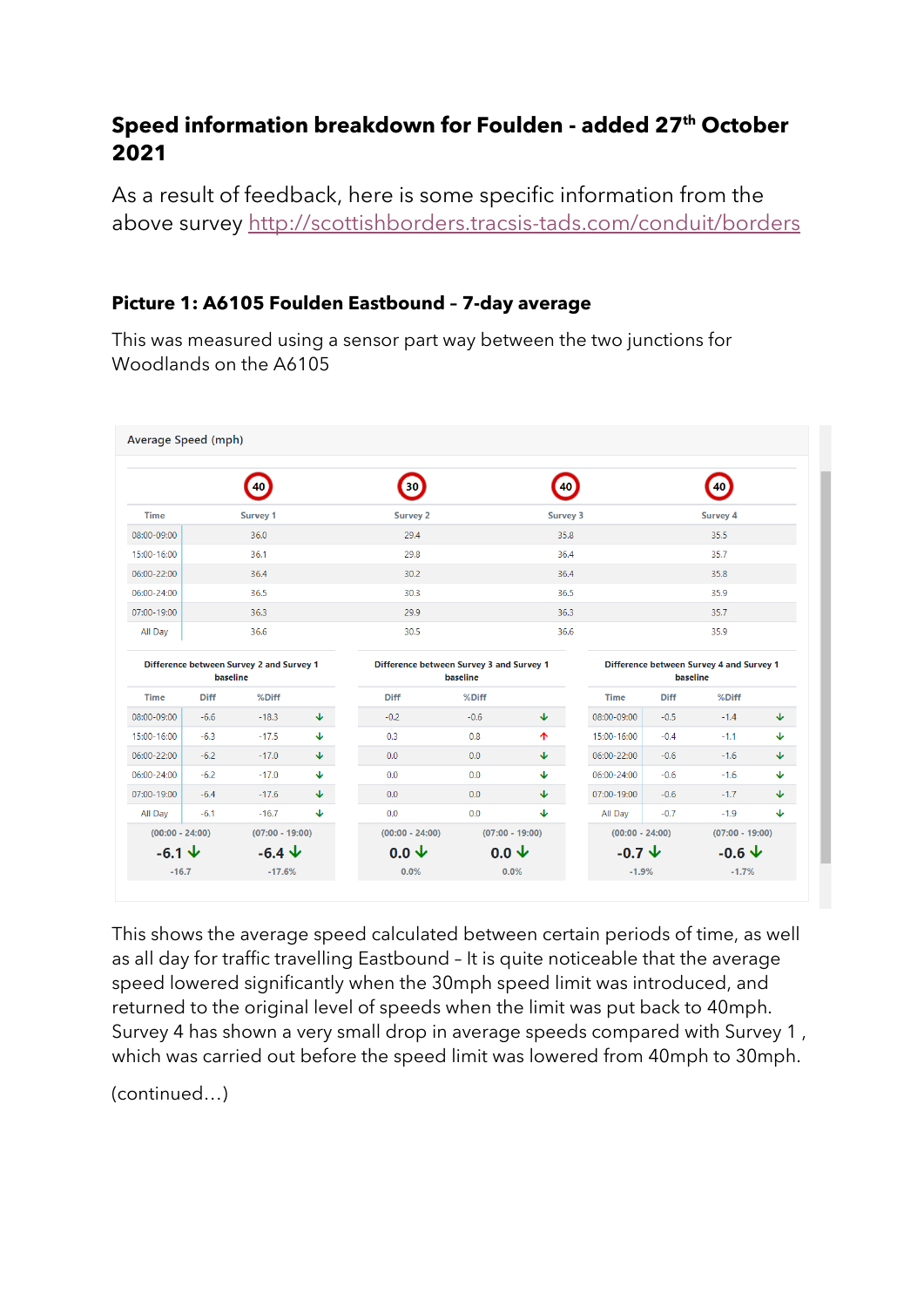## Speed information breakdown for Foulden - added 27th October 2021

As a result of feedback, here is some specific information from the above survey http://scottishborders.tracsis-tads.com/conduit/borders

### Picture 1: A6105 Foulden Eastbound – 7-day average

This was measured using a sensor part way between the two junctions for Woodlands on the A6105

Average Speed (mph)

| Time | Survey 1 (40) | Survey 2 (30) | Survey 3 (40) | Survey 4 (40) |
|---|---|---|---|---|
| 08:00-09:00 | 36.0 | 29.4 | 35.8 | 35.5 |
| 15:00-16:00 | 36.1 | 29.8 | 36.4 | 35.7 |
| 06:00-22:00 | 36.4 | 30.2 | 36.4 | 35.8 |
| 06:00-24:00 | 36.5 | 30.3 | 36.5 | 35.9 |
| 07:00-19:00 | 36.3 | 29.9 | 36.3 | 35.7 |
| All Day | 36.6 | 30.5 | 36.6 | 35.9 |

| Time | Difference between Survey 2 and Survey 1 baseline: Diff | %Diff | | Difference between Survey 3 and Survey 1 baseline: Diff | %Diff | | Difference between Survey 4 and Survey 1 baseline: Diff | %Diff | |
|---|---|---|---|---|---|---|---|---|---|
| 08:00-09:00 | -6.6 | -18.3 | ↓ | -0.2 | -0.6 | ↓ | -0.5 | -1.4 | ↓ |
| 15:00-16:00 | -6.3 | -17.5 | ↓ | 0.3 | 0.8 | ↑ | -0.4 | -1.1 | ↓ |
| 06:00-22:00 | -6.2 | -17.0 | ↓ | 0.0 | 0.0 | ↓ | -0.6 | -1.6 | ↓ |
| 06:00-24:00 | -6.2 | -17.0 | ↓ | 0.0 | 0.0 | ↓ | -0.6 | -1.6 | ↓ |
| 07:00-19:00 | -6.4 | -17.6 | ↓ | 0.0 | 0.0 | ↓ | -0.6 | -1.7 | ↓ |
| All Day | -6.1 | -16.7 | ↓ | 0.0 | 0.0 | ↓ | -0.7 | -1.9 | ↓ |

| | Survey 2 vs Survey 1 | | Survey 3 vs Survey 1 | | Survey 4 vs Survey 1 | |
|---|---|---|---|---|---|---|
| Period | (00:00 - 24:00) | (07:00 - 19:00) | (00:00 - 24:00) | (07:00 - 19:00) | (00:00 - 24:00) | (07:00 - 19:00) |
| Diff | -6.1 ↓ | -6.4 ↓ | 0.0 ↓ | 0.0 ↓ | -0.7 ↓ | -0.6 ↓ |
| %Diff | -16.7 | -17.6% | 0.0% | 0.0% | -1.9% | -1.7% |

This shows the average speed calculated between certain periods of time, as well as all day for traffic travelling Eastbound – It is quite noticeable that the average speed lowered significantly when the 30mph speed limit was introduced, and returned to the original level of speeds when the limit was put back to 40mph. Survey 4 has shown a very small drop in average speeds compared with Survey 1 , which was carried out before the speed limit was lowered from 40mph to 30mph.

(continued…)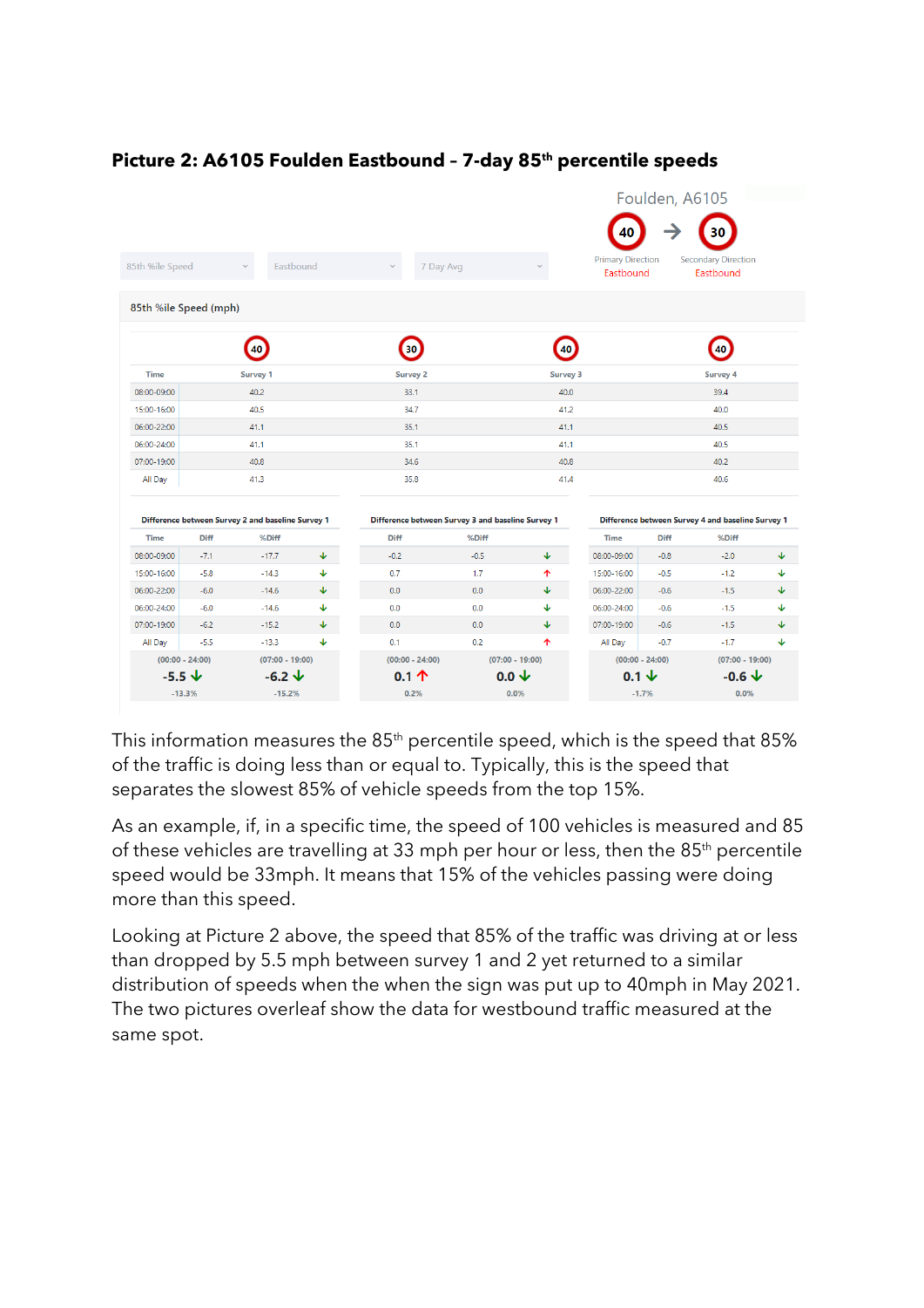**Picture 2: A6105 Foulden Eastbound – 7-day 85th percentile speeds**

Foulden, A6105

40 → 30

Primary Direction Eastbound | Secondary Direction Eastbound

85th %ile Speed | Eastbound | 7 Day Avg

85th %ile Speed (mph)

| Time | Survey 1 (40) | Survey 2 (30) | Survey 3 (40) | Survey 4 (40) |
|---|---|---|---|---|
| 08:00-09:00 | 40.2 | 33.1 | 40.0 | 39.4 |
| 15:00-16:00 | 40.5 | 34.7 | 41.2 | 40.0 |
| 06:00-22:00 | 41.1 | 35.1 | 41.1 | 40.5 |
| 06:00-24:00 | 41.1 | 35.1 | 41.1 | 40.5 |
| 07:00-19:00 | 40.8 | 34.6 | 40.8 | 40.2 |
| All Day | 41.3 | 35.8 | 41.4 | 40.6 |

Difference between Survey 2 and baseline Survey 1

| Time | Diff | %Diff | |
|---|---|---|---|
| 08:00-09:00 | -7.1 | -17.7 | ↓ |
| 15:00-16:00 | -5.8 | -14.3 | ↓ |
| 06:00-22:00 | -6.0 | -14.6 | ↓ |
| 06:00-24:00 | -6.0 | -14.6 | ↓ |
| 07:00-19:00 | -6.2 | -15.2 | ↓ |
| All Day | -5.5 | -13.3 | ↓ |

(00:00 - 24:00) **-5.5 ↓** -13.3% | (07:00 - 19:00) **-6.2 ↓** -15.2%

Difference between Survey 3 and baseline Survey 1

| Diff | %Diff | |
|---|---|---|
| -0.2 | -0.5 | ↓ |
| 0.7 | 1.7 | ↑ |
| 0.0 | 0.0 | ↓ |
| 0.0 | 0.0 | ↓ |
| 0.0 | 0.0 | ↓ |
| 0.1 | 0.2 | ↑ |

(00:00 - 24:00) **0.1 ↑** 0.2% | (07:00 - 19:00) **0.0 ↓** 0.0%

Difference between Survey 4 and baseline Survey 1

| Time | Diff | %Diff | |
|---|---|---|---|
| 08:00-09:00 | -0.8 | -2.0 | ↓ |
| 15:00-16:00 | -0.5 | -1.2 | ↓ |
| 06:00-22:00 | -0.6 | -1.5 | ↓ |
| 06:00-24:00 | -0.6 | -1.5 | ↓ |
| 07:00-19:00 | -0.6 | -1.5 | ↓ |
| All Day | -0.7 | -1.7 | ↓ |

(00:00 - 24:00) **0.1 ↓** -1.7% | (07:00 - 19:00) **-0.6 ↓** 0.0%

This information measures the 85th percentile speed, which is the speed that 85% of the traffic is doing less than or equal to. Typically, this is the speed that separates the slowest 85% of vehicle speeds from the top 15%.

As an example, if, in a specific time, the speed of 100 vehicles is measured and 85 of these vehicles are travelling at 33 mph per hour or less, then the 85th percentile speed would be 33mph. It means that 15% of the vehicles passing were doing more than this speed.

Looking at Picture 2 above, the speed that 85% of the traffic was driving at or less than dropped by 5.5 mph between survey 1 and 2 yet returned to a similar distribution of speeds when the when the sign was put up to 40mph in May 2021. The two pictures overleaf show the data for westbound traffic measured at the same spot.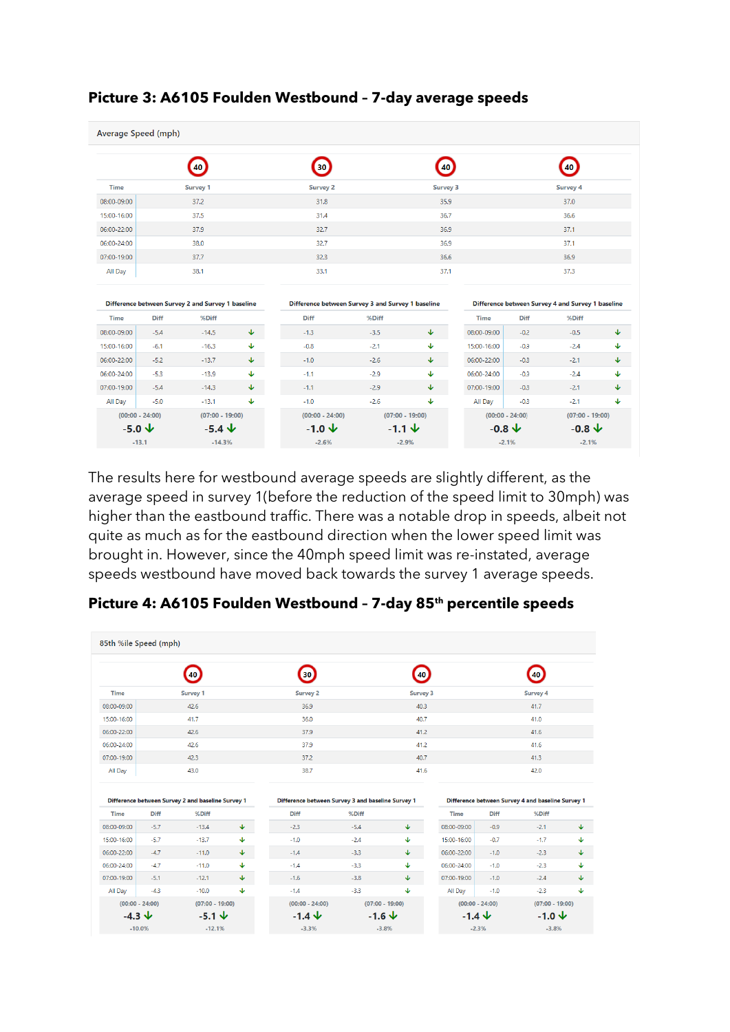**Picture 3: A6105 Foulden Westbound – 7-day average speeds**

Average Speed (mph)

| Time | Survey 1 (40) | Survey 2 (30) | Survey 3 (40) | Survey 4 (40) |
|---|---|---|---|---|
| 08:00-09:00 | 37.2 | 31.8 | 35.9 | 37.0 |
| 15:00-16:00 | 37.5 | 31.4 | 36.7 | 36.6 |
| 06:00-22:00 | 37.9 | 32.7 | 36.9 | 37.1 |
| 06:00-24:00 | 38.0 | 32.7 | 36.9 | 37.1 |
| 07:00-19:00 | 37.7 | 32.3 | 36.6 | 36.9 |
| All Day | 38.1 | 33.1 | 37.1 | 37.3 |

| Time | Difference between Survey 2 and Survey 1 baseline: Diff | %Diff | Difference between Survey 3 and Survey 1 baseline: Diff | %Diff | Difference between Survey 4 and Survey 1 baseline: Diff | %Diff |
|---|---|---|---|---|---|---|
| 08:00-09:00 | -5.4 | -14.5 ↓ | -1.3 | -3.5 ↓ | -0.2 | -0.5 ↓ |
| 15:00-16:00 | -6.1 | -16.3 ↓ | -0.8 | -2.1 ↓ | -0.9 | -2.4 ↓ |
| 06:00-22:00 | -5.2 | -13.7 ↓ | -1.0 | -2.6 ↓ | -0.8 | -2.1 ↓ |
| 06:00-24:00 | -5.3 | -13.9 ↓ | -1.1 | -2.9 ↓ | -0.9 | -2.4 ↓ |
| 07:00-19:00 | -5.4 | -14.3 ↓ | -1.1 | -2.9 ↓ | -0.8 | -2.1 ↓ |
| All Day | -5.0 | -13.1 ↓ | -1.0 | -2.6 ↓ | -0.8 | -2.1 ↓ |
| (00:00 - 24:00) / (07:00 - 19:00) | -5.0 ↓ (-13.1) | -5.4 ↓ (-14.3%) | -1.0 ↓ (-2.6%) | -1.1 ↓ (-2.9%) | -0.8 ↓ (-2.1%) | -0.8 ↓ (-2.1%) |

The results here for westbound average speeds are slightly different, as the average speed in survey 1(before the reduction of the speed limit to 30mph) was higher than the eastbound traffic. There was a notable drop in speeds, albeit not quite as much as for the eastbound direction when the lower speed limit was brought in. However, since the 40mph speed limit was re-instated, average speeds westbound have moved back towards the survey 1 average speeds.

**Picture 4: A6105 Foulden Westbound – 7-day 85th percentile speeds**

85th %ile Speed (mph)

| Time | Survey 1 (40) | Survey 2 (30) | Survey 3 (40) | Survey 4 (40) |
|---|---|---|---|---|
| 08:00-09:00 | 42.6 | 36.9 | 40.3 | 41.7 |
| 15:00-16:00 | 41.7 | 36.0 | 40.7 | 41.0 |
| 06:00-22:00 | 42.6 | 37.9 | 41.2 | 41.6 |
| 06:00-24:00 | 42.6 | 37.9 | 41.2 | 41.6 |
| 07:00-19:00 | 42.3 | 37.2 | 40.7 | 41.3 |
| All Day | 43.0 | 38.7 | 41.6 | 42.0 |

| Time | Difference between Survey 2 and baseline Survey 1: Diff | %Diff | Difference between Survey 3 and baseline Survey 1: Diff | %Diff | Difference between Survey 4 and baseline Survey 1: Diff | %Diff |
|---|---|---|---|---|---|---|
| 08:00-09:00 | -5.7 | -13.4 ↓ | -2.3 | -5.4 ↓ | -0.9 | -2.1 ↓ |
| 15:00-16:00 | -5.7 | -13.7 ↓ | -1.0 | -2.4 ↓ | -0.7 | -1.7 ↓ |
| 06:00-22:00 | -4.7 | -11.0 ↓ | -1.4 | -3.3 ↓ | -1.0 | -2.3 ↓ |
| 06:00-24:00 | -4.7 | -11.0 ↓ | -1.4 | -3.3 ↓ | -1.0 | -2.3 ↓ |
| 07:00-19:00 | -5.1 | -12.1 ↓ | -1.6 | -3.8 ↓ | -1.0 | -2.4 ↓ |
| All Day | -4.3 | -10.0 ↓ | -1.4 | -3.3 ↓ | -1.0 | -2.3 ↓ |
| (00:00 - 24:00) / (07:00 - 19:00) | -4.3 ↓ (-10.0%) | -5.1 ↓ (-12.1%) | -1.4 ↓ (-3.3%) | -1.6 ↓ (-3.8%) | -1.4 ↓ (-2.3%) | -1.0 ↓ (-3.8%) |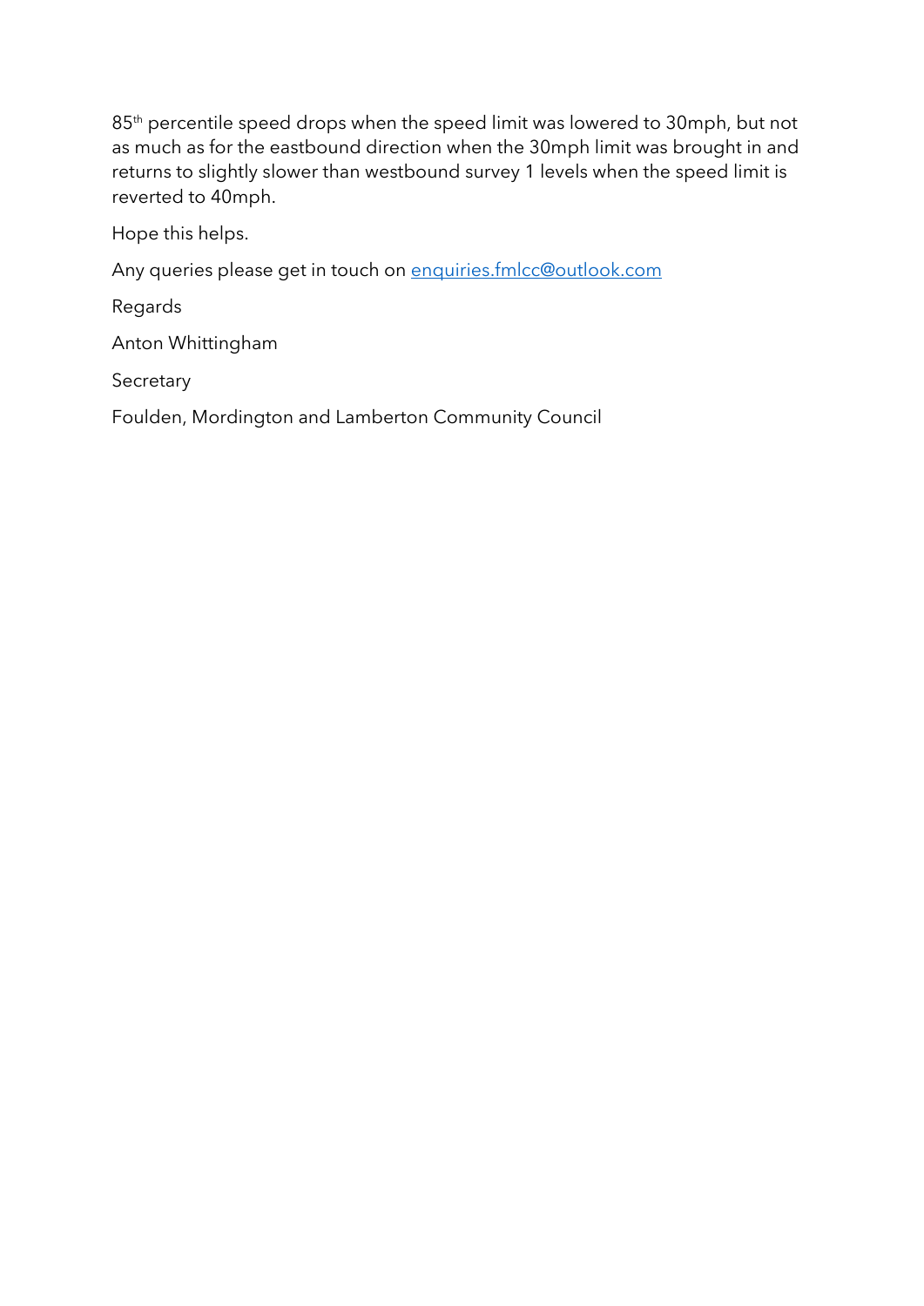85th percentile speed drops when the speed limit was lowered to 30mph, but not as much as for the eastbound direction when the 30mph limit was brought in and returns to slightly slower than westbound survey 1 levels when the speed limit is reverted to 40mph.

Hope this helps.

Any queries please get in touch on enquiries.fmlcc@outlook.com

Regards

Anton Whittingham

Secretary

Foulden, Mordington and Lamberton Community Council